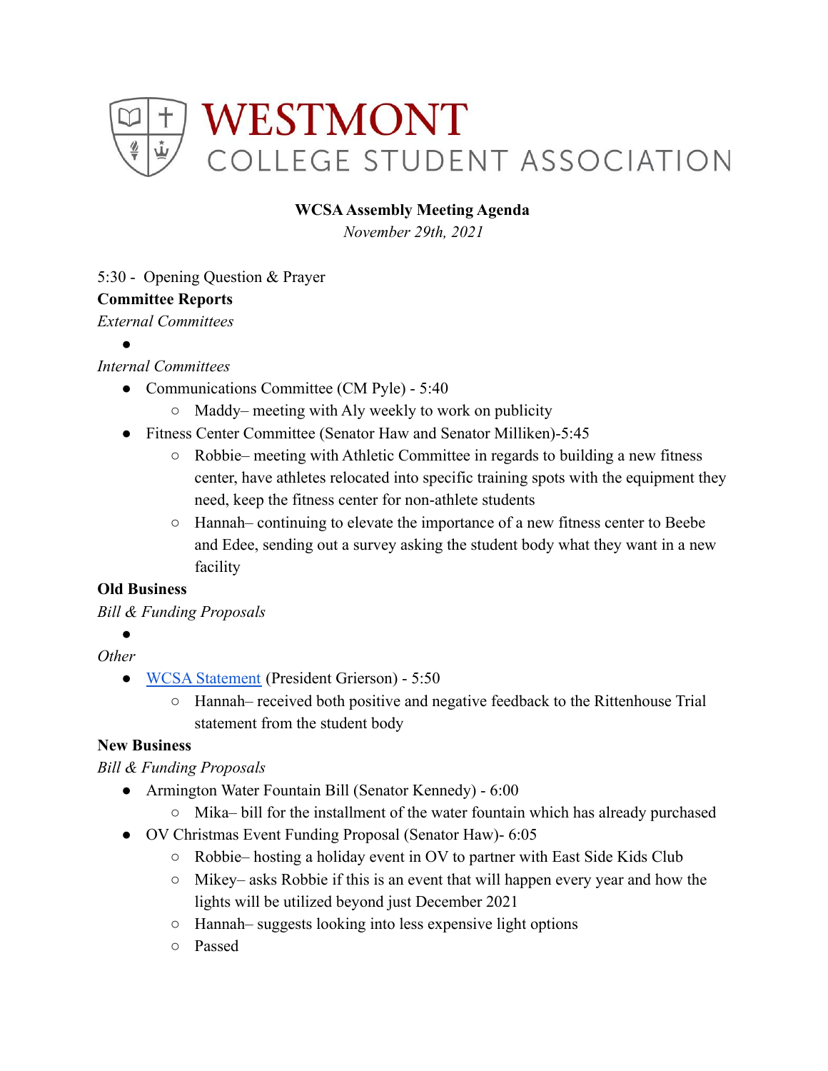# WESTMONT COLLEGE STUDENT ASSOCIATION

**WCSA Assembly Meeting Agenda**

*November 29th, 2021*

5:30 - Opening Question & Prayer

**Committee Reports**

*External Committees*

- 

*Internal Committees*

- Communications Committee (CM Pyle) - 5:40
  - Maddy– meeting with Aly weekly to work on publicity
- Fitness Center Committee (Senator Haw and Senator Milliken)-5:45
  - Robbie– meeting with Athletic Committee in regards to building a new fitness center, have athletes relocated into specific training spots with the equipment they need, keep the fitness center for non-athlete students
  - Hannah– continuing to elevate the importance of a new fitness center to Beebe and Edee, sending out a survey asking the student body what they want in a new facility

**Old Business**

*Bill & Funding Proposals*

- 

*Other*

- WCSA Statement (President Grierson) - 5:50
  - Hannah– received both positive and negative feedback to the Rittenhouse Trial statement from the student body

**New Business**

*Bill & Funding Proposals*

- Armington Water Fountain Bill (Senator Kennedy) - 6:00
  - Mika– bill for the installment of the water fountain which has already purchased
- OV Christmas Event Funding Proposal (Senator Haw)- 6:05
  - Robbie– hosting a holiday event in OV to partner with East Side Kids Club
  - Mikey– asks Robbie if this is an event that will happen every year and how the lights will be utilized beyond just December 2021
  - Hannah– suggests looking into less expensive light options
  - Passed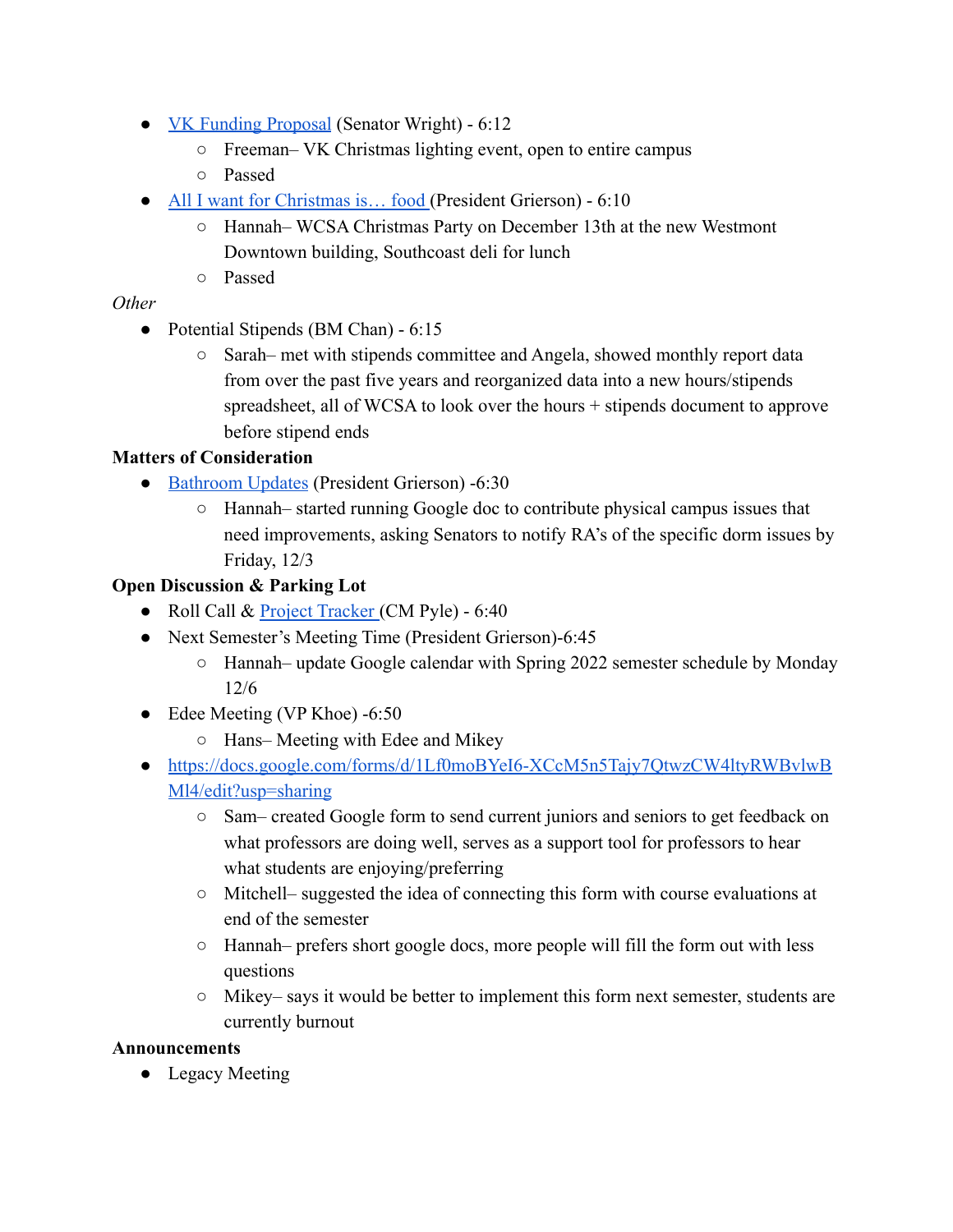- [VK Funding Proposal]() (Senator Wright) - 6:12
    - Freeman– VK Christmas lighting event, open to entire campus
    - Passed
- [All I want for Christmas is… food ]()(President Grierson) - 6:10
    - Hannah– WCSA Christmas Party on December 13th at the new Westmont Downtown building, Southcoast deli for lunch
    - Passed

*Other*

- Potential Stipends (BM Chan) - 6:15
    - Sarah– met with stipends committee and Angela, showed monthly report data from over the past five years and reorganized data into a new hours/stipends spreadsheet, all of WCSA to look over the hours + stipends document to approve before stipend ends

**Matters of Consideration**

- [Bathroom Updates]() (President Grierson) -6:30
    - Hannah– started running Google doc to contribute physical campus issues that need improvements, asking Senators to notify RA's of the specific dorm issues by Friday, 12/3

**Open Discussion & Parking Lot**

- Roll Call & [Project Tracker ]()(CM Pyle) - 6:40
- Next Semester's Meeting Time (President Grierson)-6:45
    - Hannah– update Google calendar with Spring 2022 semester schedule by Monday 12/6
- Edee Meeting (VP Khoe) -6:50
    - Hans– Meeting with Edee and Mikey
- [https://docs.google.com/forms/d/1Lf0moBYeI6-XCcM5n5Tajy7QtwzCW4ltyRWBvlwBMl4/edit?usp=sharing](https://docs.google.com/forms/d/1Lf0moBYeI6-XCcM5n5Tajy7QtwzCW4ltyRWBvlwBMl4/edit?usp=sharing)
    - Sam– created Google form to send current juniors and seniors to get feedback on what professors are doing well, serves as a support tool for professors to hear what students are enjoying/preferring
    - Mitchell– suggested the idea of connecting this form with course evaluations at end of the semester
    - Hannah– prefers short google docs, more people will fill the form out with less questions
    - Mikey– says it would be better to implement this form next semester, students are currently burnout

**Announcements**

- Legacy Meeting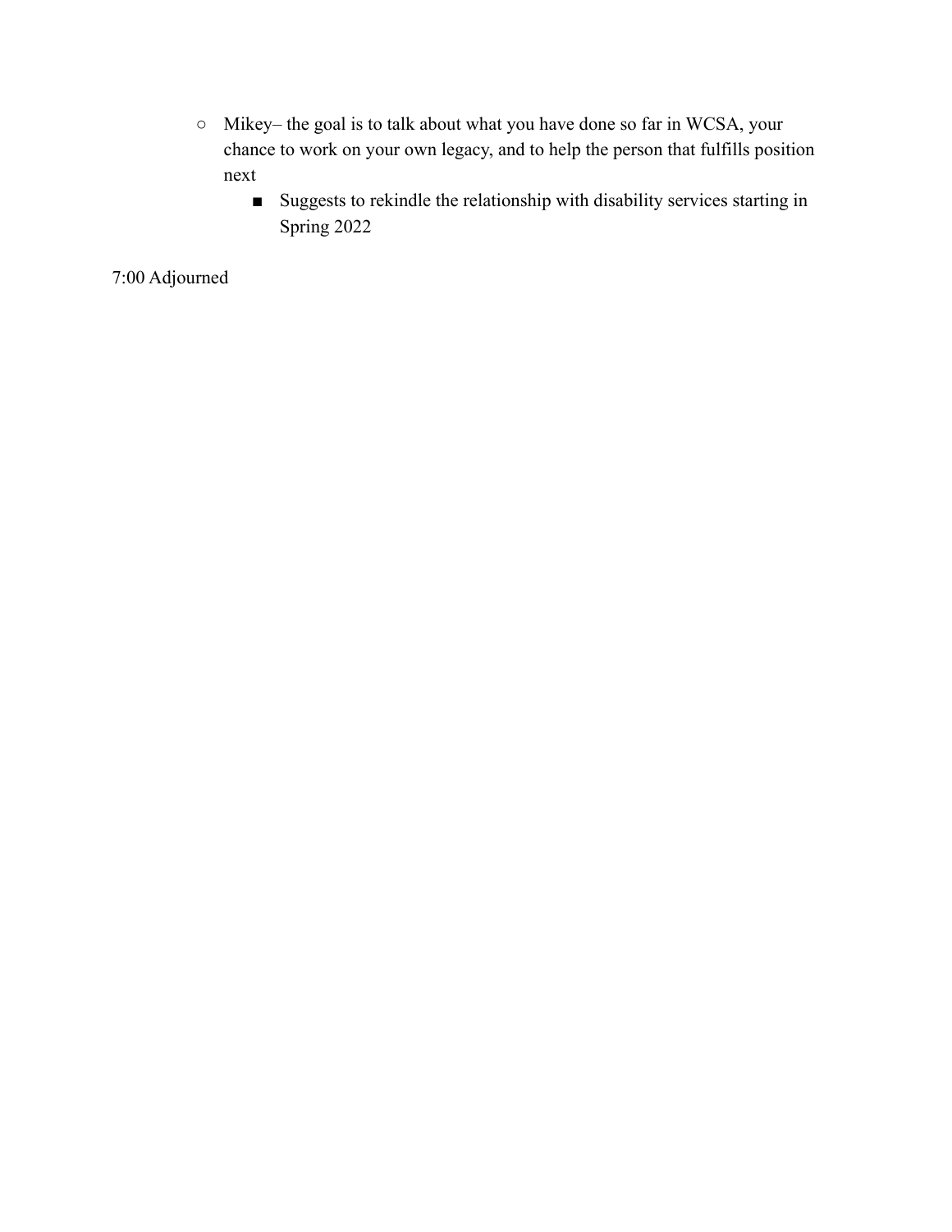- Mikey– the goal is to talk about what you have done so far in WCSA, your chance to work on your own legacy, and to help the person that fulfills position next
        - Suggests to rekindle the relationship with disability services starting in Spring 2022

7:00 Adjourned